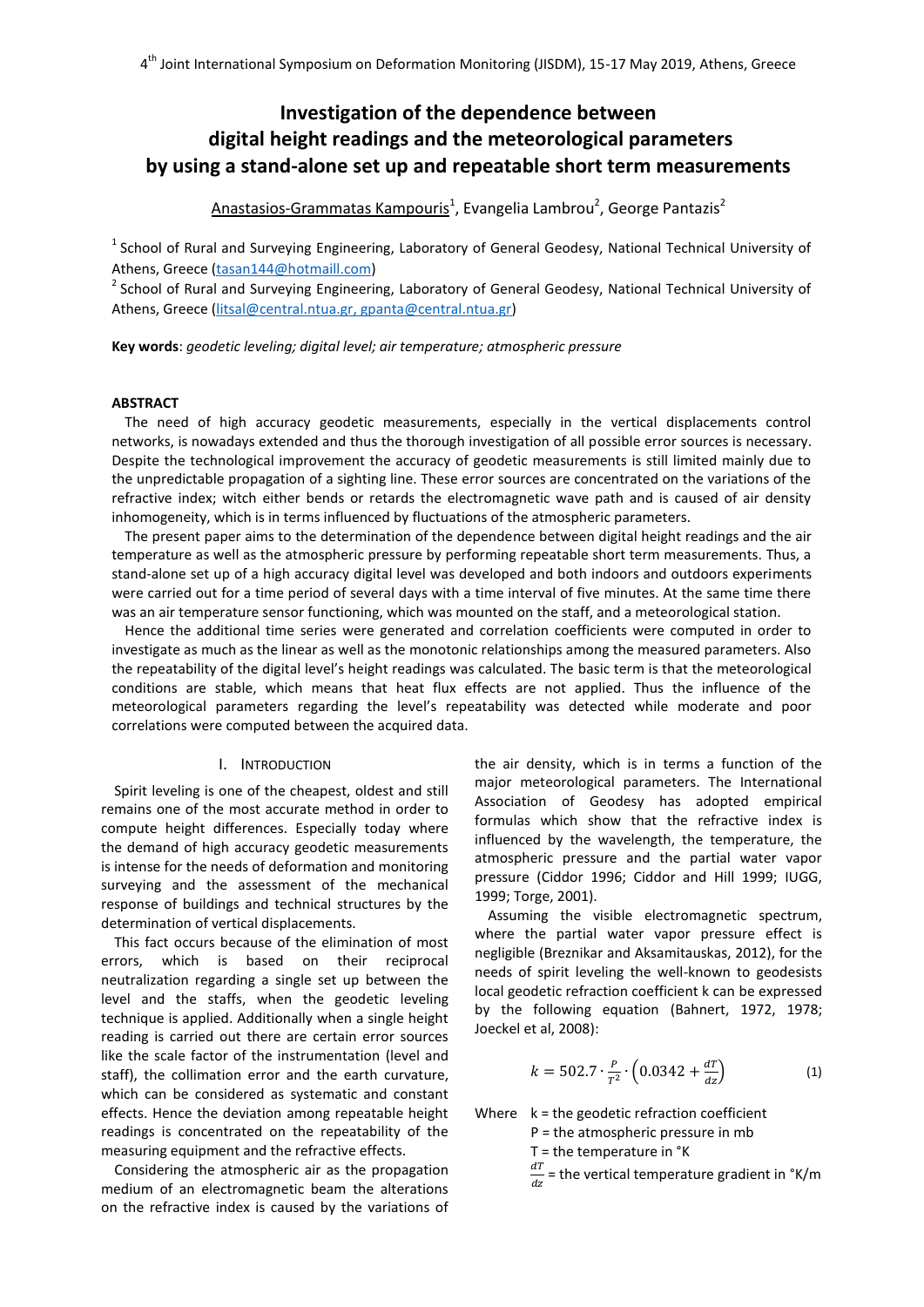# Investigation of the dependence between digital height readings and the meteorological parameters by using a stand-alone set up and repeatable short term measurements

Anastasios-Grammatas Kampouris[1], Evangelia Lambrou[2], George Pantazis[2]

[1] School of Rural and Surveying Engineering, Laboratory of General Geodesy, National Technical University of Athens, Greece (tasan144@hotmaill.com)

[2] School of Rural and Surveying Engineering, Laboratory of General Geodesy, National Technical University of Athens, Greece (litsal@central.ntua.gr, gpanta@central.ntua.gr)

**Key words**: *geodetic leveling; digital level; air temperature; atmospheric pressure*

## ABSTRACT

The need of high accuracy geodetic measurements, especially in the vertical displacements control networks, is nowadays extended and thus the thorough investigation of all possible error sources is necessary. Despite the technological improvement the accuracy of geodetic measurements is still limited mainly due to the unpredictable propagation of a sighting line. These error sources are concentrated on the variations of the refractive index; witch either bends or retards the electromagnetic wave path and is caused of air density inhomogeneity, which is in terms influenced by fluctuations of the atmospheric parameters.

The present paper aims to the determination of the dependence between digital height readings and the air temperature as well as the atmospheric pressure by performing repeatable short term measurements. Thus, a stand-alone set up of a high accuracy digital level was developed and both indoors and outdoors experiments were carried out for a time period of several days with a time interval of five minutes. At the same time there was an air temperature sensor functioning, which was mounted on the staff, and a meteorological station.

Hence the additional time series were generated and correlation coefficients were computed in order to investigate as much as the linear as well as the monotonic relationships among the measured parameters. Also the repeatability of the digital level's height readings was calculated. The basic term is that the meteorological conditions are stable, which means that heat flux effects are not applied. Thus the influence of the meteorological parameters regarding the level's repeatability was detected while moderate and poor correlations were computed between the acquired data.

## I. INTRODUCTION

Spirit leveling is one of the cheapest, oldest and still remains one of the most accurate method in order to compute height differences. Especially today where the demand of high accuracy geodetic measurements is intense for the needs of deformation and monitoring surveying and the assessment of the mechanical response of buildings and technical structures by the determination of vertical displacements.

This fact occurs because of the elimination of most errors, which is based on their reciprocal neutralization regarding a single set up between the level and the staffs, when the geodetic leveling technique is applied. Additionally when a single height reading is carried out there are certain error sources like the scale factor of the instrumentation (level and staff), the collimation error and the earth curvature, which can be considered as systematic and constant effects. Hence the deviation among repeatable height readings is concentrated on the repeatability of the measuring equipment and the refractive effects.

Considering the atmospheric air as the propagation medium of an electromagnetic beam the alterations on the refractive index is caused by the variations of the air density, which is in terms a function of the major meteorological parameters. The International Association of Geodesy has adopted empirical formulas which show that the refractive index is influenced by the wavelength, the temperature, the atmospheric pressure and the partial water vapor pressure (Ciddor 1996; Ciddor and Hill 1999; IUGG, 1999; Torge, 2001).

Assuming the visible electromagnetic spectrum, where the partial water vapor pressure effect is negligible (Breznikar and Aksamitauskas, 2012), for the needs of spirit leveling the well-known to geodesists local geodetic refraction coefficient k can be expressed by the following equation (Bahnert, 1972, 1978; Joeckel et al, 2008):

$$k = 502.7 \cdot \frac{P}{T^2} \cdot \left(0.0342 + \frac{dT}{dz}\right) \qquad (1)$$

Where
- k = the geodetic refraction coefficient
- P = the atmospheric pressure in mb
- T = the temperature in °K
- $\frac{dT}{dz}$ = the vertical temperature gradient in °K/m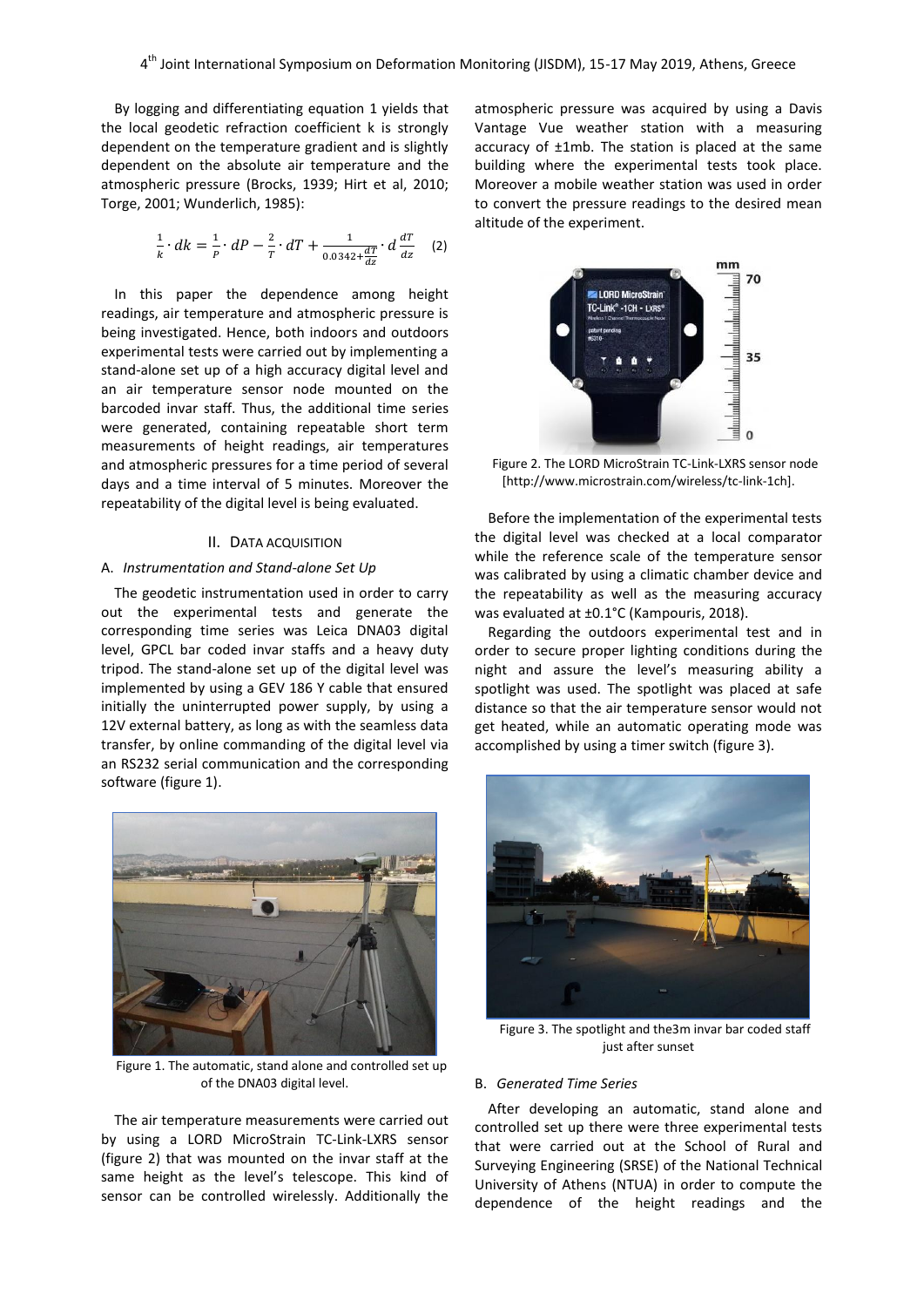By logging and differentiating equation 1 yields that the local geodetic refraction coefficient k is strongly dependent on the temperature gradient and is slightly dependent on the absolute air temperature and the atmospheric pressure (Brocks, 1939; Hirt et al, 2010; Torge, 2001; Wunderlich, 1985):

$$\frac{1}{k} \cdot dk = \frac{1}{P} \cdot dP - \frac{2}{T} \cdot dT + \frac{1}{0.0342 + \frac{dT}{dz}} \cdot d\frac{dT}{dz} \quad (2)$$

In this paper the dependence among height readings, air temperature and atmospheric pressure is being investigated. Hence, both indoors and outdoors experimental tests were carried out by implementing a stand-alone set up of a high accuracy digital level and an air temperature sensor node mounted on the barcoded invar staff. Thus, the additional time series were generated, containing repeatable short term measurements of height readings, air temperatures and atmospheric pressures for a time period of several days and a time interval of 5 minutes. Moreover the repeatability of the digital level is being evaluated.

## II. DATA ACQUISITION

### A. *Instrumentation and Stand-alone Set Up*

The geodetic instrumentation used in order to carry out the experimental tests and generate the corresponding time series was Leica DNA03 digital level, GPCL bar coded invar staffs and a heavy duty tripod. The stand-alone set up of the digital level was implemented by using a GEV 186 Y cable that ensured initially the uninterrupted power supply, by using a 12V external battery, as long as with the seamless data transfer, by online commanding of the digital level via an RS232 serial communication and the corresponding software (figure 1).

Figure 1. The automatic, stand alone and controlled set up of the DNA03 digital level.

The air temperature measurements were carried out by using a LORD MicroStrain TC-Link-LXRS sensor (figure 2) that was mounted on the invar staff at the same height as the level's telescope. This kind of sensor can be controlled wirelessly. Additionally the atmospheric pressure was acquired by using a Davis Vantage Vue weather station with a measuring accuracy of ±1mb. The station is placed at the same building where the experimental tests took place. Moreover a mobile weather station was used in order to convert the pressure readings to the desired mean altitude of the experiment.

Figure 2. The LORD MicroStrain TC-Link-LXRS sensor node [http://www.microstrain.com/wireless/tc-link-1ch].

Before the implementation of the experimental tests the digital level was checked at a local comparator while the reference scale of the temperature sensor was calibrated by using a climatic chamber device and the repeatability as well as the measuring accuracy was evaluated at ±0.1°C (Kampouris, 2018).

Regarding the outdoors experimental test and in order to secure proper lighting conditions during the night and assure the level's measuring ability a spotlight was used. The spotlight was placed at safe distance so that the air temperature sensor would not get heated, while an automatic operating mode was accomplished by using a timer switch (figure 3).

Figure 3. The spotlight and the3m invar bar coded staff just after sunset

### B. *Generated Time Series*

After developing an automatic, stand alone and controlled set up there were three experimental tests that were carried out at the School of Rural and Surveying Engineering (SRSE) of the National Technical University of Athens (NTUA) in order to compute the dependence of the height readings and the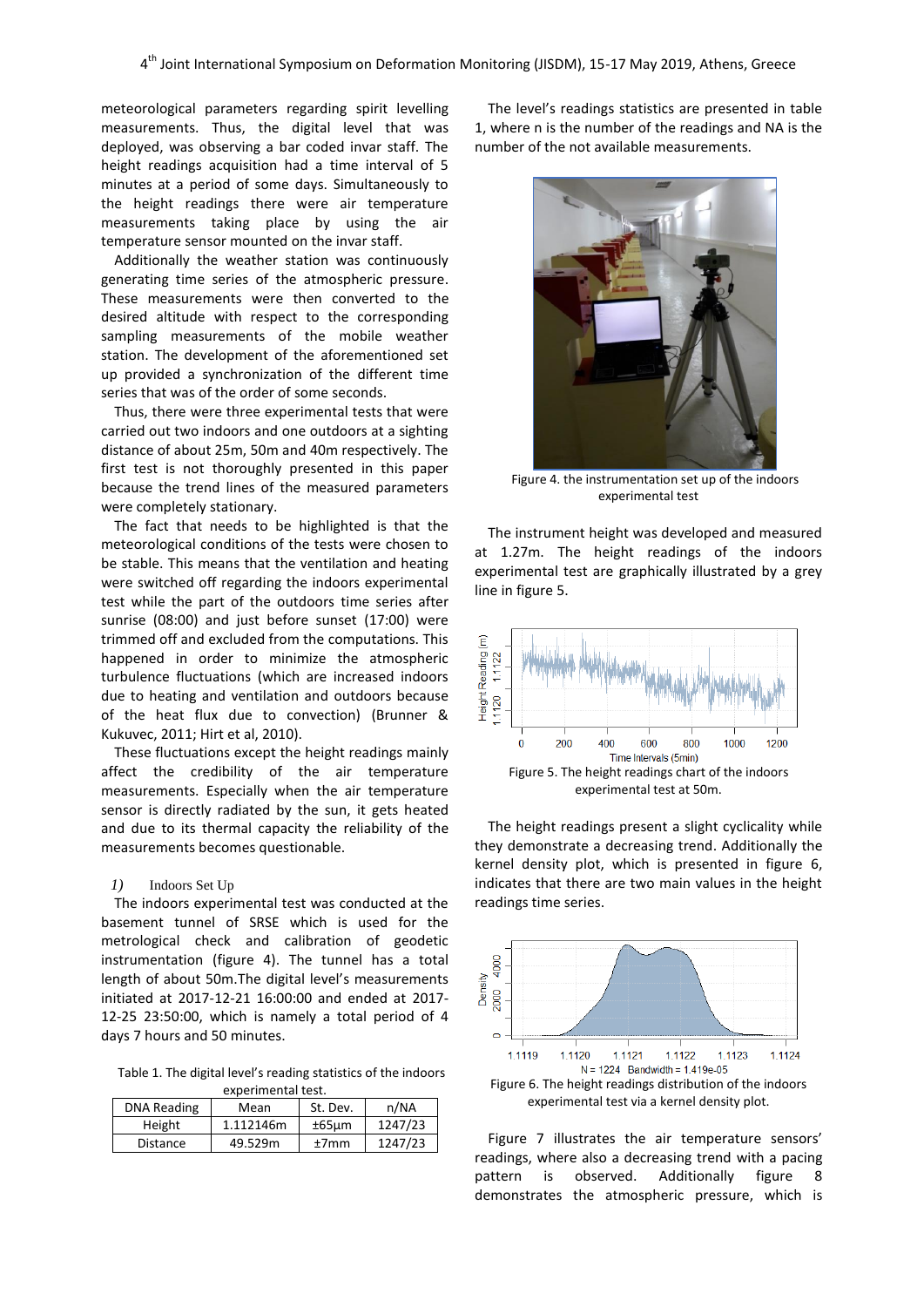meteorological parameters regarding spirit levelling measurements. Thus, the digital level that was deployed, was observing a bar coded invar staff. The height readings acquisition had a time interval of 5 minutes at a period of some days. Simultaneously to the height readings there were air temperature measurements taking place by using the air temperature sensor mounted on the invar staff.

Additionally the weather station was continuously generating time series of the atmospheric pressure. These measurements were then converted to the desired altitude with respect to the corresponding sampling measurements of the mobile weather station. The development of the aforementioned set up provided a synchronization of the different time series that was of the order of some seconds.

Thus, there were three experimental tests that were carried out two indoors and one outdoors at a sighting distance of about 25m, 50m and 40m respectively. The first test is not thoroughly presented in this paper because the trend lines of the measured parameters were completely stationary.

The fact that needs to be highlighted is that the meteorological conditions of the tests were chosen to be stable. This means that the ventilation and heating were switched off regarding the indoors experimental test while the part of the outdoors time series after sunrise (08:00) and just before sunset (17:00) were trimmed off and excluded from the computations. This happened in order to minimize the atmospheric turbulence fluctuations (which are increased indoors due to heating and ventilation and outdoors because of the heat flux due to convection) (Brunner & Kukuvec, 2011; Hirt et al, 2010).

These fluctuations except the height readings mainly affect the credibility of the air temperature measurements. Especially when the air temperature sensor is directly radiated by the sun, it gets heated and due to its thermal capacity the reliability of the measurements becomes questionable.

### *1)* Indoors Set Up

The indoors experimental test was conducted at the basement tunnel of SRSE which is used for the metrological check and calibration of geodetic instrumentation (figure 4). The tunnel has a total length of about 50m.The digital level's measurements initiated at 2017-12-21 16:00:00 and ended at 2017-12-25 23:50:00, which is namely a total period of 4 days 7 hours and 50 minutes.

Table 1. The digital level's reading statistics of the indoors experimental test.

| DNA Reading | Mean | St. Dev. | n/NA |
|---|---|---|---|
| Height | 1.112146m | ±65μm | 1247/23 |
| Distance | 49.529m | ±7mm | 1247/23 |

The level's readings statistics are presented in table 1, where n is the number of the readings and NA is the number of the not available measurements.

Figure 4. the instrumentation set up of the indoors experimental test

The instrument height was developed and measured at 1.27m. The height readings of the indoors experimental test are graphically illustrated by a grey line in figure 5.

Figure 5. The height readings chart of the indoors experimental test at 50m.

The height readings present a slight cyclicality while they demonstrate a decreasing trend. Additionally the kernel density plot, which is presented in figure 6, indicates that there are two main values in the height readings time series.

Figure 6. The height readings distribution of the indoors experimental test via a kernel density plot.

Figure 7 illustrates the air temperature sensors' readings, where also a decreasing trend with a pacing pattern is observed. Additionally figure 8 demonstrates the atmospheric pressure, which is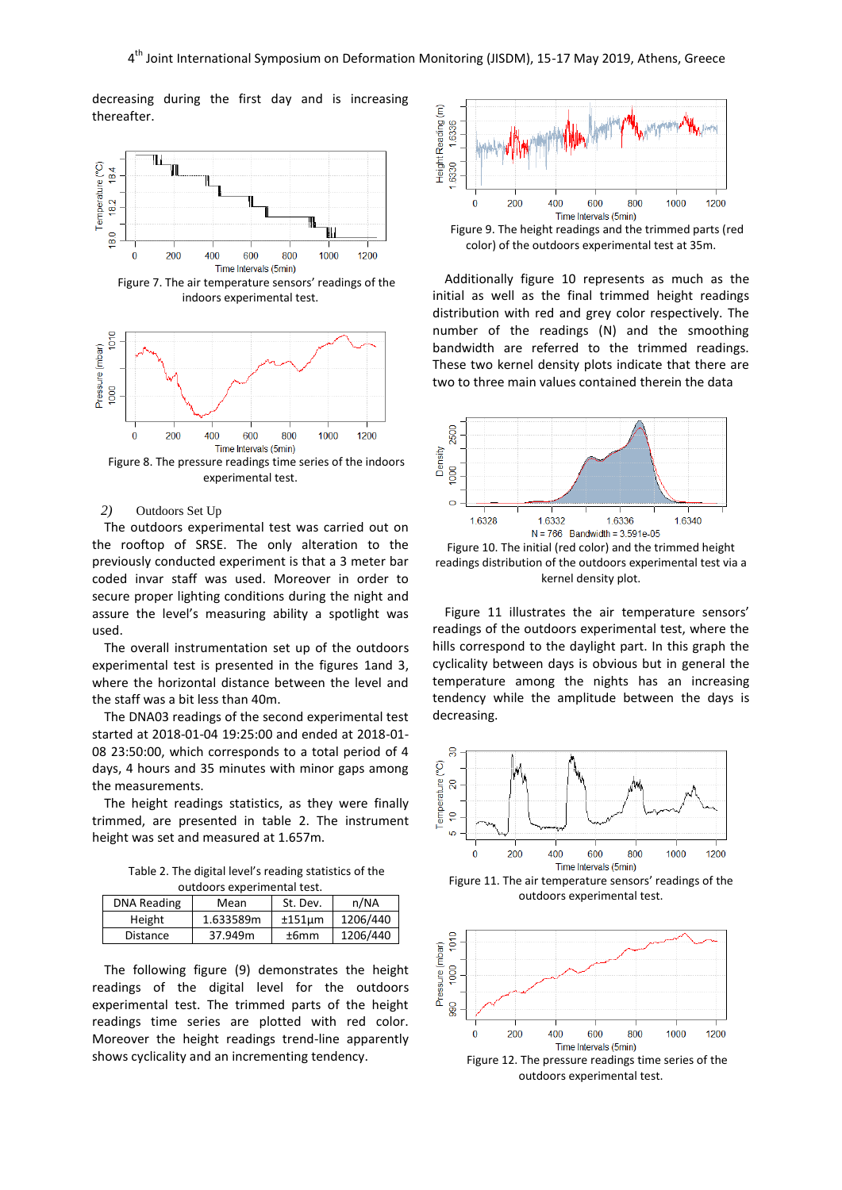decreasing during the first day and is increasing thereafter.

Figure 7. The air temperature sensors' readings of the indoors experimental test.

Figure 8. The pressure readings time series of the indoors experimental test.

### 2) Outdoors Set Up

The outdoors experimental test was carried out on the rooftop of SRSE. The only alteration to the previously conducted experiment is that a 3 meter bar coded invar staff was used. Moreover in order to secure proper lighting conditions during the night and assure the level's measuring ability a spotlight was used.

The overall instrumentation set up of the outdoors experimental test is presented in the figures 1and 3, where the horizontal distance between the level and the staff was a bit less than 40m.

The DNA03 readings of the second experimental test started at 2018-01-04 19:25:00 and ended at 2018-01-08 23:50:00, which corresponds to a total period of 4 days, 4 hours and 35 minutes with minor gaps among the measurements.

The height readings statistics, as they were finally trimmed, are presented in table 2. The instrument height was set and measured at 1.657m.

Table 2. The digital level's reading statistics of the outdoors experimental test.

| DNA Reading | Mean | St. Dev. | n/NA |
|---|---|---|---|
| Height | 1.633589m | ±151µm | 1206/440 |
| Distance | 37.949m | ±6mm | 1206/440 |

The following figure (9) demonstrates the height readings of the digital level for the outdoors experimental test. The trimmed parts of the height readings time series are plotted with red color. Moreover the height readings trend-line apparently shows cyclicality and an incrementing tendency.

Figure 9. The height readings and the trimmed parts (red color) of the outdoors experimental test at 35m.

Additionally figure 10 represents as much as the initial as well as the final trimmed height readings distribution with red and grey color respectively. The number of the readings (N) and the smoothing bandwidth are referred to the trimmed readings. These two kernel density plots indicate that there are two to three main values contained therein the data

Figure 10. The initial (red color) and the trimmed height readings distribution of the outdoors experimental test via a kernel density plot.

Figure 11 illustrates the air temperature sensors' readings of the outdoors experimental test, where the hills correspond to the daylight part. In this graph the cyclicality between days is obvious but in general the temperature among the nights has an increasing tendency while the amplitude between the days is decreasing.

Figure 11. The air temperature sensors' readings of the outdoors experimental test.

Figure 12. The pressure readings time series of the outdoors experimental test.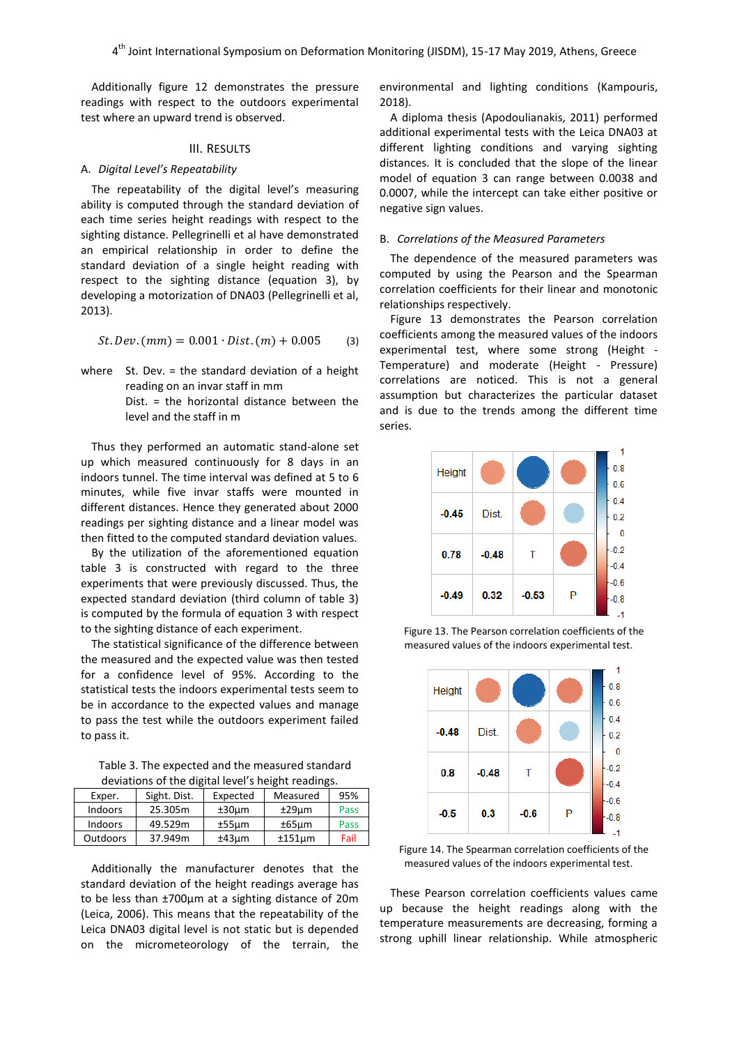Additionally figure 12 demonstrates the pressure readings with respect to the outdoors experimental test where an upward trend is observed.

## III. Results

### A. *Digital Level's Repeatability*

The repeatability of the digital level's measuring ability is computed through the standard deviation of each time series height readings with respect to the sighting distance. Pellegrinelli et al have demonstrated an empirical relationship in order to define the standard deviation of a single height reading with respect to the sighting distance (equation 3), by developing a motorization of DNA03 (Pellegrinelli et al, 2013).

$$St.Dev.(mm) = 0.001 \cdot Dist.(m) + 0.005 \qquad (3)$$

where St. Dev. = the standard deviation of a height reading on an invar staff in mm
Dist. = the horizontal distance between the level and the staff in m

Thus they performed an automatic stand-alone set up which measured continuously for 8 days in an indoors tunnel. The time interval was defined at 5 to 6 minutes, while five invar staffs were mounted in different distances. Hence they generated about 2000 readings per sighting distance and a linear model was then fitted to the computed standard deviation values.

By the utilization of the aforementioned equation table 3 is constructed with regard to the three experiments that were previously discussed. Thus, the expected standard deviation (third column of table 3) is computed by the formula of equation 3 with respect to the sighting distance of each experiment.

The statistical significance of the difference between the measured and the expected value was then tested for a confidence level of 95%. According to the statistical tests the indoors experimental tests seem to be in accordance to the expected values and manage to pass the test while the outdoors experiment failed to pass it.

Table 3. The expected and the measured standard deviations of the digital level's height readings.

| Exper. | Sight. Dist. | Expected | Measured | 95% |
|---|---|---|---|---|
| Indoors | 25.305m | ±30μm | ±29μm | Pass |
| Indoors | 49.529m | ±55μm | ±65μm | Pass |
| Outdoors | 37.949m | ±43μm | ±151μm | Fail |

Additionally the manufacturer denotes that the standard deviation of the height readings average has to be less than ±700μm at a sighting distance of 20m (Leica, 2006). This means that the repeatability of the Leica DNA03 digital level is not static but is depended on the micrometeorology of the terrain, the environmental and lighting conditions (Kampouris, 2018).

A diploma thesis (Apodoulianakis, 2011) performed additional experimental tests with the Leica DNA03 at different lighting conditions and varying sighting distances. It is concluded that the slope of the linear model of equation 3 can range between 0.0038 and 0.0007, while the intercept can take either positive or negative sign values.

### B. *Correlations of the Measured Parameters*

The dependence of the measured parameters was computed by using the Pearson and the Spearman correlation coefficients for their linear and monotonic relationships respectively.

Figure 13 demonstrates the Pearson correlation coefficients among the measured values of the indoors experimental test, where some strong (Height - Temperature) and moderate (Height - Pressure) correlations are noticed. This is not a general assumption but characterizes the particular dataset and is due to the trends among the different time series.

| Height | | | |
|---|---|---|---|
| -0.45 | Dist. | | |
| 0.78 | -0.48 | T | |
| -0.49 | 0.32 | -0.53 | P |

Figure 13. The Pearson correlation coefficients of the measured values of the indoors experimental test.

| Height | | | |
|---|---|---|---|
| -0.48 | Dist. | | |
| 0.8 | -0.48 | T | |
| -0.5 | 0.3 | -0.6 | P |

Figure 14. The Spearman correlation coefficients of the measured values of the indoors experimental test.

These Pearson correlation coefficients values came up because the height readings along with the temperature measurements are decreasing, forming a strong uphill linear relationship. While atmospheric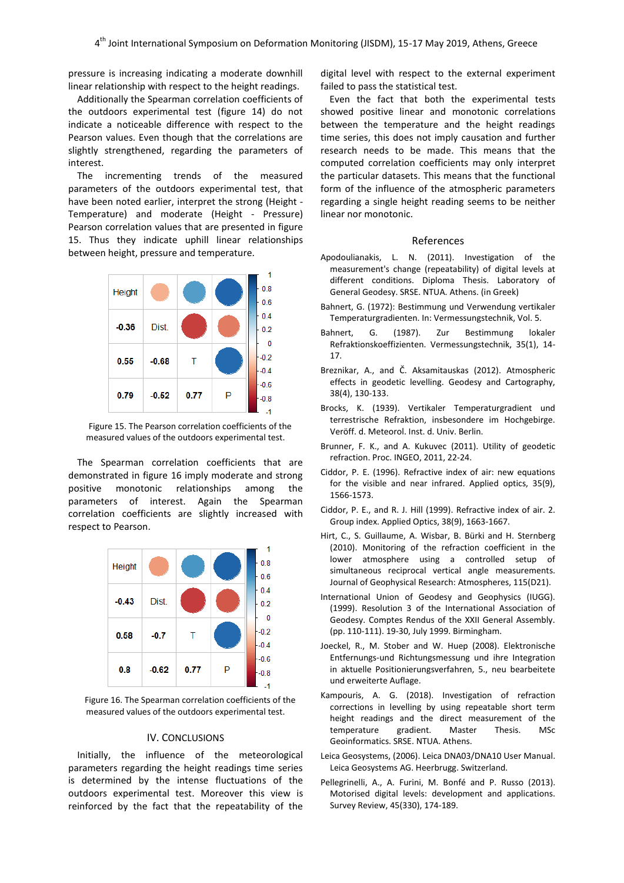pressure is increasing indicating a moderate downhill linear relationship with respect to the height readings.

Additionally the Spearman correlation coefficients of the outdoors experimental test (figure 14) do not indicate a noticeable difference with respect to the Pearson values. Even though that the correlations are slightly strengthened, regarding the parameters of interest.

The incrementing trends of the measured parameters of the outdoors experimental test, that have been noted earlier, interpret the strong (Height - Temperature) and moderate (Height - Pressure) Pearson correlation values that are presented in figure 15. Thus they indicate uphill linear relationships between height, pressure and temperature.

| Height | | | |
|---|---|---|---|
| -0.36 | Dist. | | |
| 0.55 | -0.68 | T | |
| 0.79 | -0.62 | 0.77 | P |

Figure 15. The Pearson correlation coefficients of the measured values of the outdoors experimental test.

The Spearman correlation coefficients that are demonstrated in figure 16 imply moderate and strong positive monotonic relationships among the parameters of interest. Again the Spearman correlation coefficients are slightly increased with respect to Pearson.

| Height | | | |
|---|---|---|---|
| -0.43 | Dist. | | |
| 0.58 | -0.7 | T | |
| 0.8 | -0.62 | 0.77 | P |

Figure 16. The Spearman correlation coefficients of the measured values of the outdoors experimental test.

## IV. CONCLUSIONS

Initially, the influence of the meteorological parameters regarding the height readings time series is determined by the intense fluctuations of the outdoors experimental test. Moreover this view is reinforced by the fact that the repeatability of the digital level with respect to the external experiment failed to pass the statistical test.

Even the fact that both the experimental tests showed positive linear and monotonic correlations between the temperature and the height readings time series, this does not imply causation and further research needs to be made. This means that the computed correlation coefficients may only interpret the particular datasets. This means that the functional form of the influence of the atmospheric parameters regarding a single height reading seems to be neither linear nor monotonic.

## References

Apodoulianakis, L. N. (2011). Investigation of the measurement's change (repeatability) of digital levels at different conditions. Diploma Thesis. Laboratory of General Geodesy. SRSE. NTUA. Athens. (in Greek)

Bahnert, G. (1972): Bestimmung und Verwendung vertikaler Temperaturgradienten. In: Vermessungstechnik, Vol. 5.

Bahnert, G. (1987). Zur Bestimmung lokaler Refraktionskoeffizienten. Vermessungstechnik, 35(1), 14-17.

Breznikar, A., and Č. Aksamitauskas (2012). Atmospheric effects in geodetic levelling. Geodesy and Cartography, 38(4), 130-133.

Brocks, K. (1939). Vertikaler Temperaturgradient und terrestrische Refraktion, insbesondere im Hochgebirge. Veröff. d. Meteorol. Inst. d. Univ. Berlin.

Brunner, F. K., and A. Kukuvec (2011). Utility of geodetic refraction. Proc. INGEO, 2011, 22-24.

Ciddor, P. E. (1996). Refractive index of air: new equations for the visible and near infrared. Applied optics, 35(9), 1566-1573.

Ciddor, P. E., and R. J. Hill (1999). Refractive index of air. 2. Group index. Applied Optics, 38(9), 1663-1667.

Hirt, C., S. Guillaume, A. Wisbar, B. Bürki and H. Sternberg (2010). Monitoring of the refraction coefficient in the lower atmosphere using a controlled setup of simultaneous reciprocal vertical angle measurements. Journal of Geophysical Research: Atmospheres, 115(D21).

International Union of Geodesy and Geophysics (IUGG). (1999). Resolution 3 of the International Association of Geodesy. Comptes Rendus of the XXII General Assembly. (pp. 110-111). 19-30, July 1999. Birmingham.

Joeckel, R., M. Stober and W. Huep (2008). Elektronische Entfernungs-und Richtungsmessung und ihre Integration in aktuelle Positionierungsverfahren, 5., neu bearbeitete und erweiterte Auflage.

Kampouris, A. G. (2018). Investigation of refraction corrections in levelling by using repeatable short term height readings and the direct measurement of the temperature gradient. Master Thesis. MSc Geoinformatics. SRSE. NTUA. Athens.

Leica Geosystems, (2006). Leica DNA03/DNA10 User Manual. Leica Geosystems AG. Heerbrugg. Switzerland.

Pellegrinelli, A., A. Furini, M. Bonfé and P. Russo (2013). Motorised digital levels: development and applications. Survey Review, 45(330), 174-189.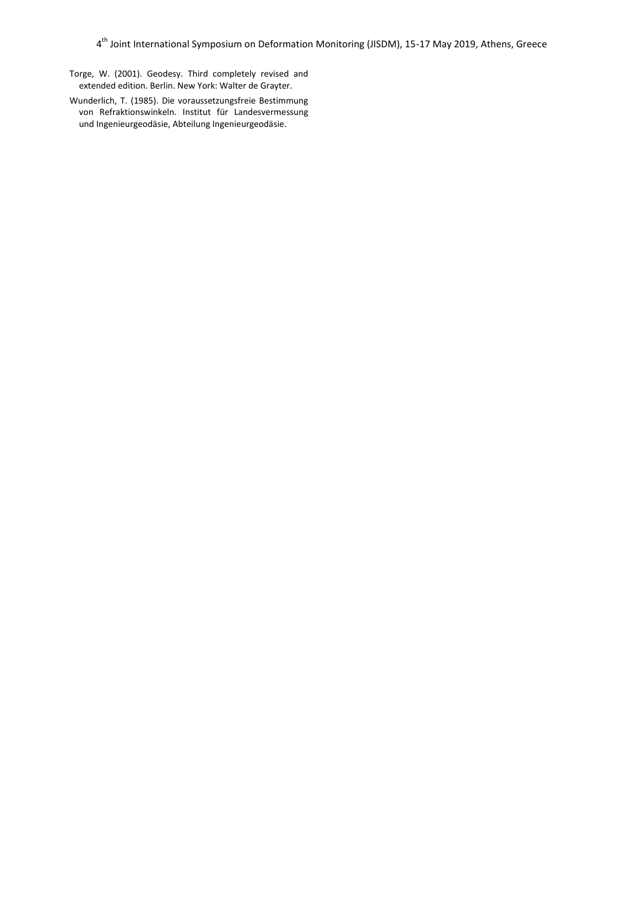Torge, W. (2001). Geodesy. Third completely revised and extended edition. Berlin. New York: Walter de Grayter.

Wunderlich, T. (1985). Die voraussetzungsfreie Bestimmung von Refraktionswinkeln. Institut für Landesvermessung und Ingenieurgeodäsie, Abteilung Ingenieurgeodäsie.